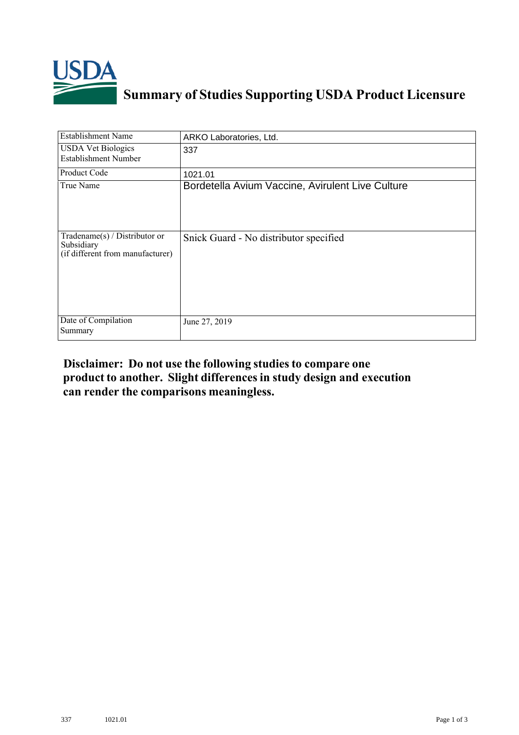# Summary of Studies Supporting USDA Product Licensure

| Establishment Name | ARKO Laboratories, Ltd. |
|---|---|
| USDA Vet Biologics Establishment Number | 337 |
| Product Code | 1021.01 |
| True Name | Bordetella Avium Vaccine, Avirulent Live Culture |
| Tradename(s) / Distributor or Subsidiary (if different from manufacturer) | Snick Guard - No distributor specified |
| Date of Compilation Summary | June 27, 2019 |

**Disclaimer: Do not use the following studies to compare one product to another. Slight differences in study design and execution can render the comparisons meaningless.**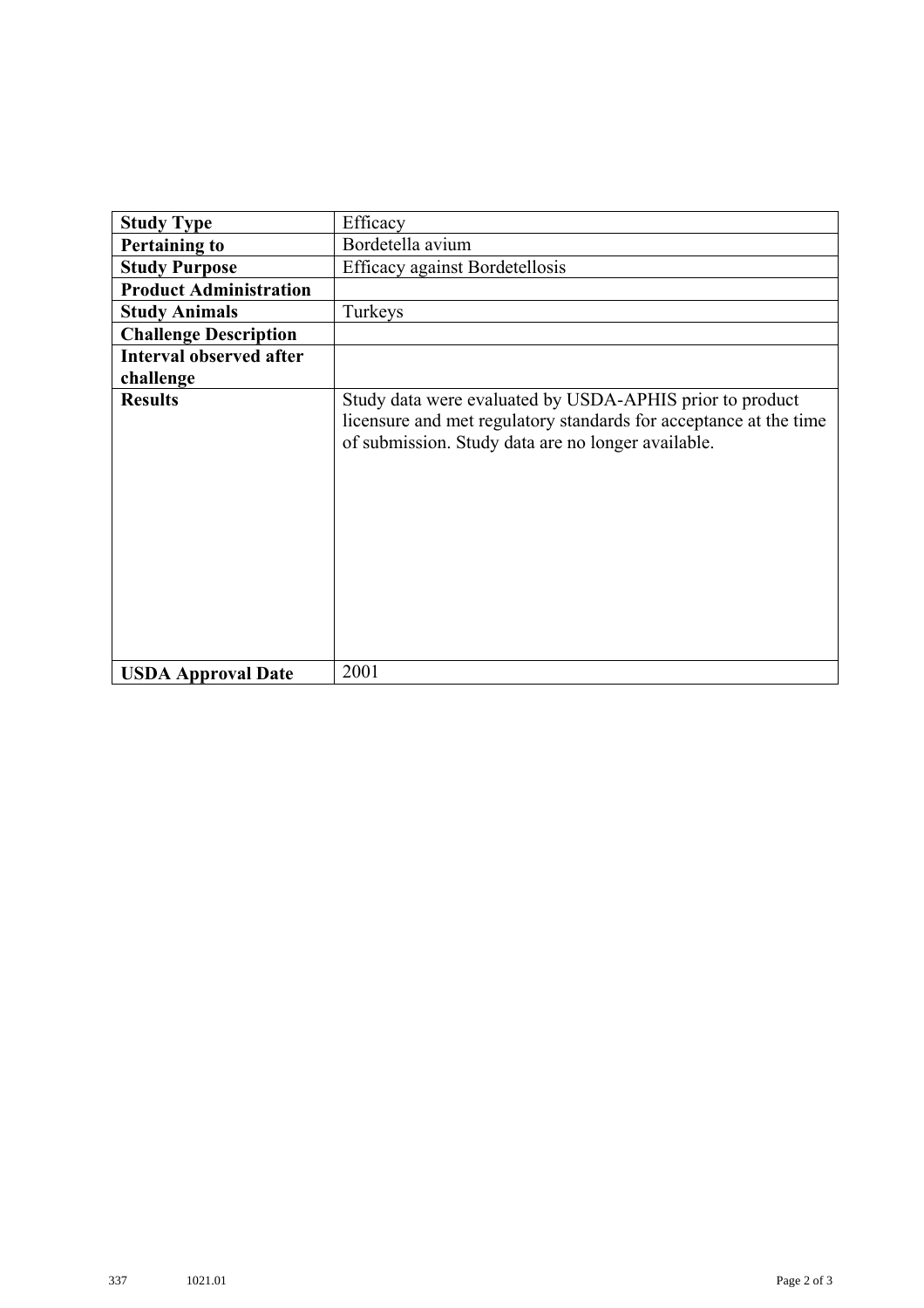| Study Type | Efficacy |
|---|---|
| Pertaining to | Bordetella avium |
| Study Purpose | Efficacy against Bordetellosis |
| Product Administration | |
| Study Animals | Turkeys |
| Challenge Description | |
| Interval observed after challenge | |
| Results | Study data were evaluated by USDA-APHIS prior to product licensure and met regulatory standards for acceptance at the time of submission. Study data are no longer available. |
| USDA Approval Date | 2001 |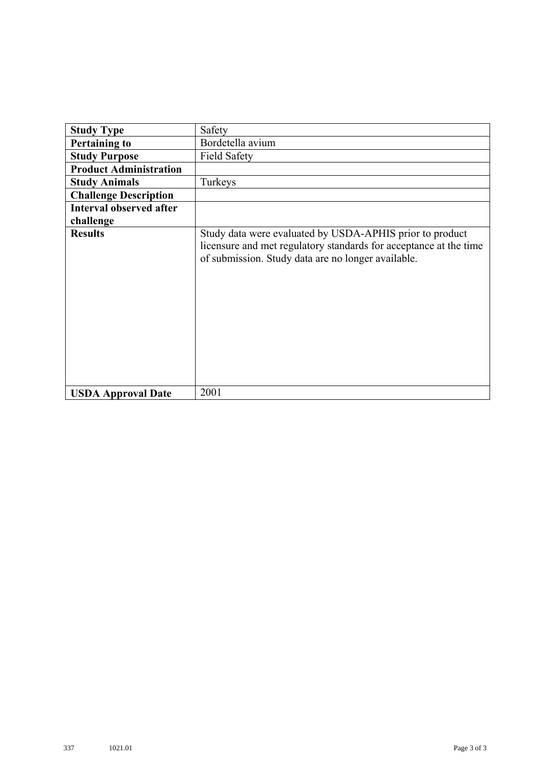| | |
|---|---|
| **Study Type** | Safety |
| **Pertaining to** | Bordetella avium |
| **Study Purpose** | Field Safety |
| **Product Administration** | |
| **Study Animals** | Turkeys |
| **Challenge Description** | |
| **Interval observed after challenge** | |
| **Results** | Study data were evaluated by USDA-APHIS prior to product licensure and met regulatory standards for acceptance at the time of submission. Study data are no longer available. |
| **USDA Approval Date** | 2001 |